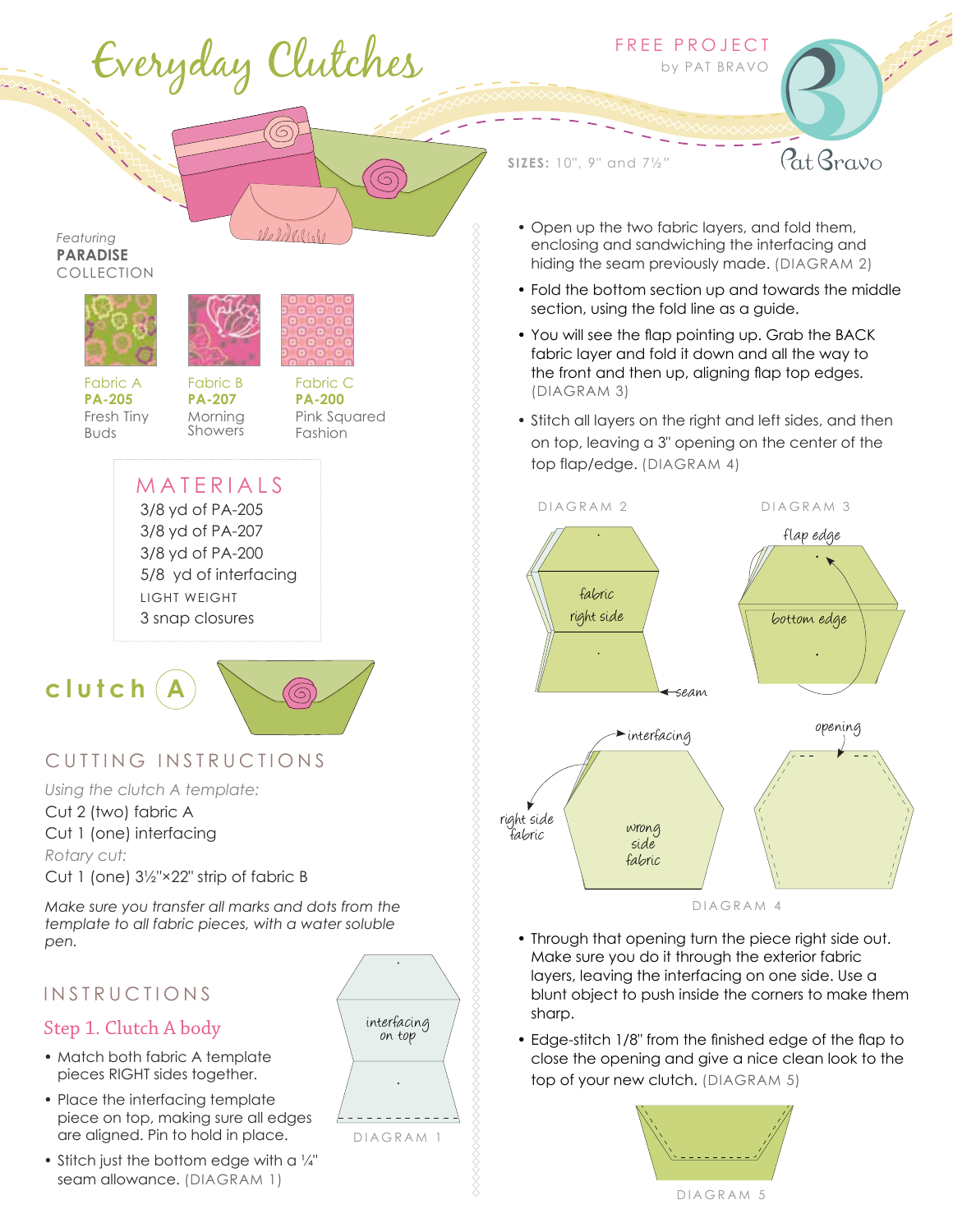# Everyday Clutches

FREE PROJECT
by PAT BRAVO

**SIZES:** 10", 9" and 7½"

*Featuring*
**PARADISE**
COLLECTION

Fabric A
**PA-205**
Fresh Tiny Buds

Fabric B
**PA-207**
Morning Showers

Fabric C
**PA-200**
Pink Squared Fashion

## MATERIALS

3/8 yd of PA-205
3/8 yd of PA-207
3/8 yd of PA-200
5/8 yd of interfacing
LIGHT WEIGHT
3 snap closures

## clutch A

### CUTTING INSTRUCTIONS

*Using the clutch A template:*
Cut 2 (two) fabric A
Cut 1 (one) interfacing
*Rotary cut:*
Cut 1 (one) 3½"×22" strip of fabric B

*Make sure you transfer all marks and dots from the template to all fabric pieces, with a water soluble pen.*

### INSTRUCTIONS

#### Step 1. Clutch A body

- Match both fabric A template pieces RIGHT sides together.
- Place the interfacing template piece on top, making sure all edges are aligned. Pin to hold in place.
- Stitch just the bottom edge with a ¼" seam allowance. (DIAGRAM 1)

interfacing on top

DIAGRAM 1

- Open up the two fabric layers, and fold them, enclosing and sandwiching the interfacing and hiding the seam previously made. (DIAGRAM 2)
- Fold the bottom section up and towards the middle section, using the fold line as a guide.
- You will see the flap pointing up. Grab the BACK fabric layer and fold it down and all the way to the front and then up, aligning flap top edges. (DIAGRAM 3)
- Stitch all layers on the right and left sides, and then on top, leaving a 3" opening on the center of the top flap/edge. (DIAGRAM 4)

DIAGRAM 2 — fabric right side; seam

DIAGRAM 3 — flap edge; bottom edge

interfacing; right side fabric; wrong side fabric; opening

DIAGRAM 4

- Through that opening turn the piece right side out. Make sure you do it through the exterior fabric layers, leaving the interfacing on one side. Use a blunt object to push inside the corners to make them sharp.
- Edge-stitch 1/8" from the finished edge of the flap to close the opening and give a nice clean look to the top of your new clutch. (DIAGRAM 5)

DIAGRAM 5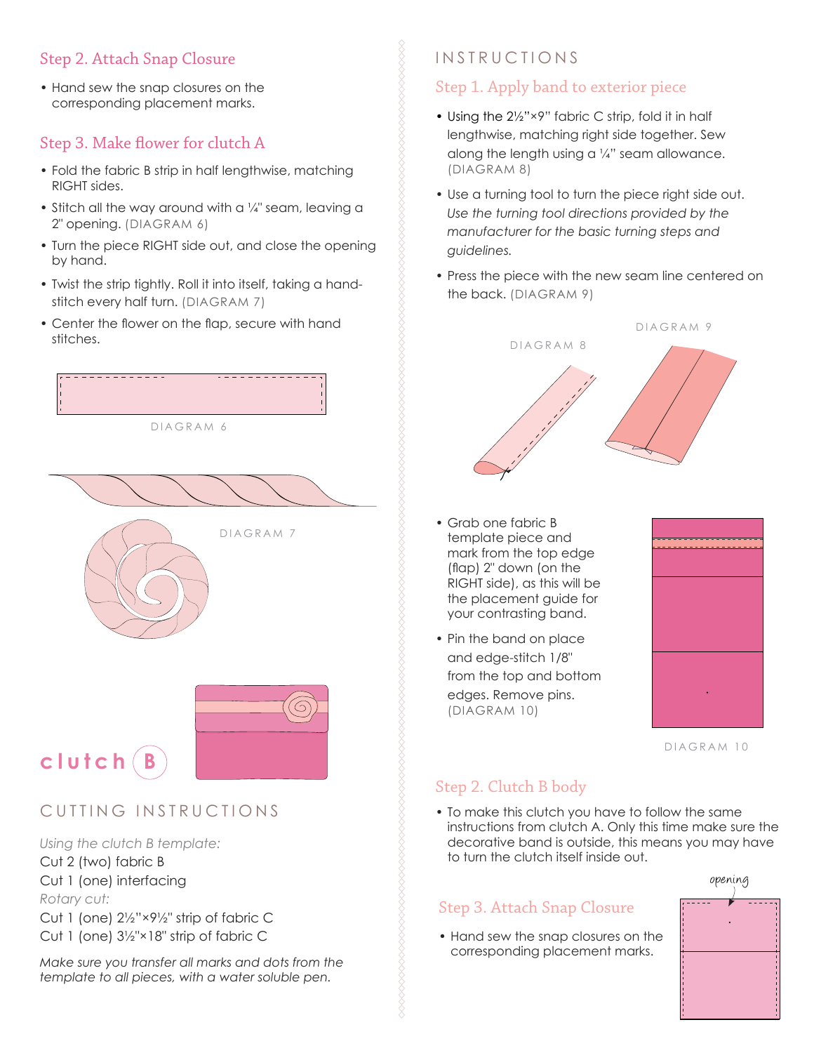## Step 2. Attach Snap Closure

- Hand sew the snap closures on the corresponding placement marks.

## Step 3. Make flower for clutch A

- Fold the fabric B strip in half lengthwise, matching RIGHT sides.
- Stitch all the way around with a ¼" seam, leaving a 2" opening. (DIAGRAM 6)
- Turn the piece RIGHT side out, and close the opening by hand.
- Twist the strip tightly. Roll it into itself, taking a hand-stitch every half turn. (DIAGRAM 7)
- Center the flower on the flap, secure with hand stitches.

DIAGRAM 6

DIAGRAM 7

# clutch B

## CUTTING INSTRUCTIONS

*Using the clutch B template:*

Cut 2 (two) fabric B

Cut 1 (one) interfacing

*Rotary cut:*

Cut 1 (one) 2½"×9½" strip of fabric C

Cut 1 (one) 3½"×18" strip of fabric C

*Make sure you transfer all marks and dots from the template to all pieces, with a water soluble pen.*

## INSTRUCTIONS

## Step 1. Apply band to exterior piece

- Using the 2½"×9" fabric C strip, fold it in half lengthwise, matching right side together. Sew along the length using a ¼" seam allowance. (DIAGRAM 8)
- Use a turning tool to turn the piece right side out. *Use the turning tool directions provided by the manufacturer for the basic turning steps and guidelines.*
- Press the piece with the new seam line centered on the back. (DIAGRAM 9)

DIAGRAM 8

DIAGRAM 9

- Grab one fabric B template piece and mark from the top edge (flap) 2" down (on the RIGHT side), as this will be the placement guide for your contrasting band.
- Pin the band on place and edge-stitch 1/8" from the top and bottom edges. Remove pins. (DIAGRAM 10)

DIAGRAM 10

## Step 2. Clutch B body

- To make this clutch you have to follow the same instructions from clutch A. Only this time make sure the decorative band is outside, this means you may have to turn the clutch itself inside out.

opening

## Step 3. Attach Snap Closure

- Hand sew the snap closures on the corresponding placement marks.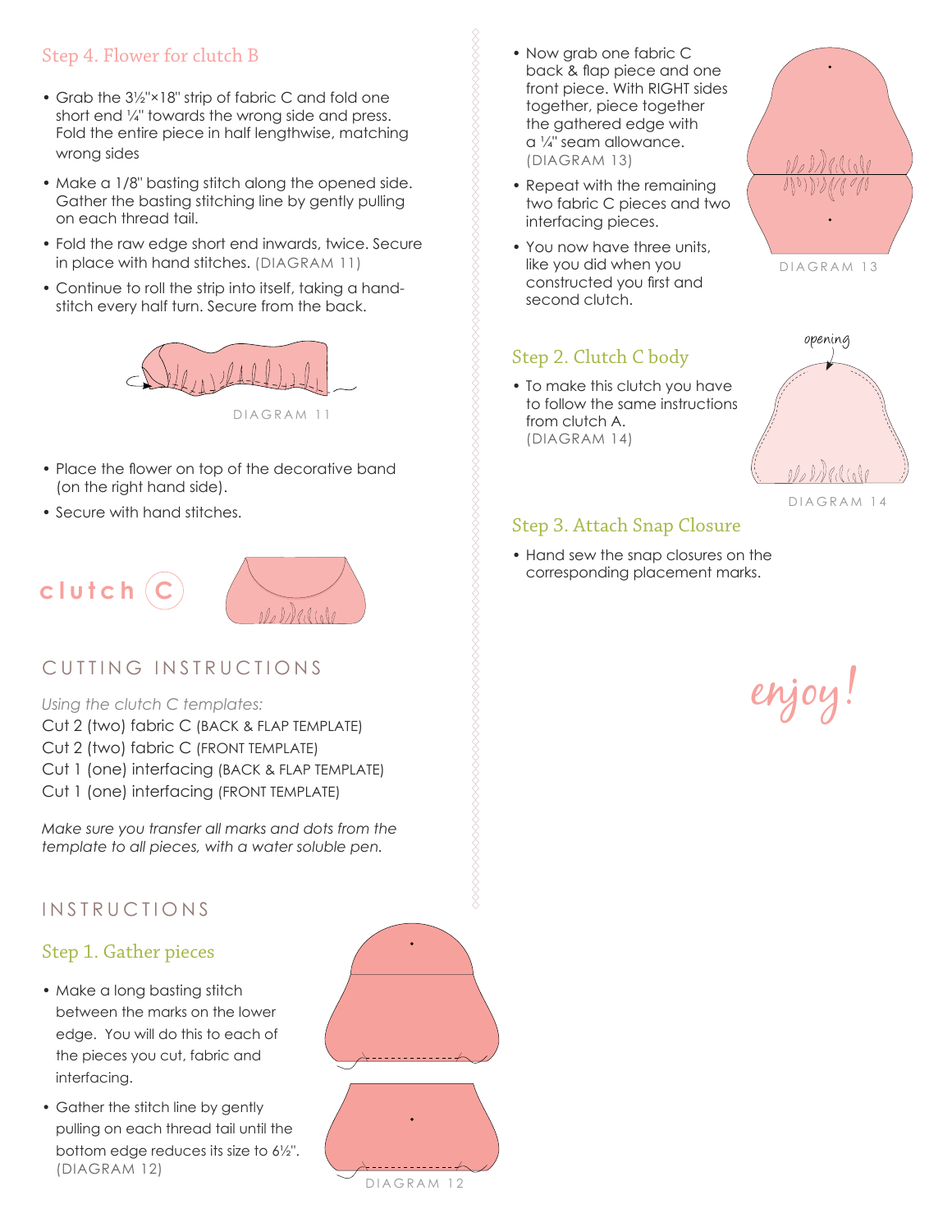## Step 4. Flower for clutch B

- Grab the 3½"×18" strip of fabric C and fold one short end ¼" towards the wrong side and press. Fold the entire piece in half lengthwise, matching wrong sides
- Make a 1/8" basting stitch along the opened side. Gather the basting stitching line by gently pulling on each thread tail.
- Fold the raw edge short end inwards, twice. Secure in place with hand stitches. (DIAGRAM 11)
- Continue to roll the strip into itself, taking a hand-stitch every half turn. Secure from the back.

DIAGRAM 11

- Place the flower on top of the decorative band (on the right hand side).
- Secure with hand stitches.

# clutch C

## CUTTING INSTRUCTIONS

*Using the clutch C templates:*

Cut 2 (two) fabric C (BACK & FLAP TEMPLATE)
Cut 2 (two) fabric C (FRONT TEMPLATE)
Cut 1 (one) interfacing (BACK & FLAP TEMPLATE)
Cut 1 (one) interfacing (FRONT TEMPLATE)

*Make sure you transfer all marks and dots from the template to all pieces, with a water soluble pen.*

## INSTRUCTIONS

### Step 1. Gather pieces

- Make a long basting stitch between the marks on the lower edge. You will do this to each of the pieces you cut, fabric and interfacing.
- Gather the stitch line by gently pulling on each thread tail until the bottom edge reduces its size to 6½". (DIAGRAM 12)

DIAGRAM 12

- Now grab one fabric C back & flap piece and one front piece. With RIGHT sides together, piece together the gathered edge with a ¼" seam allowance. (DIAGRAM 13)
- Repeat with the remaining two fabric C pieces and two interfacing pieces.
- You now have three units, like you did when you constructed you first and second clutch.

DIAGRAM 13

### Step 2. Clutch C body

- To make this clutch you have to follow the same instructions from clutch A. (DIAGRAM 14)

opening

DIAGRAM 14

### Step 3. Attach Snap Closure

- Hand sew the snap closures on the corresponding placement marks.

*enjoy!*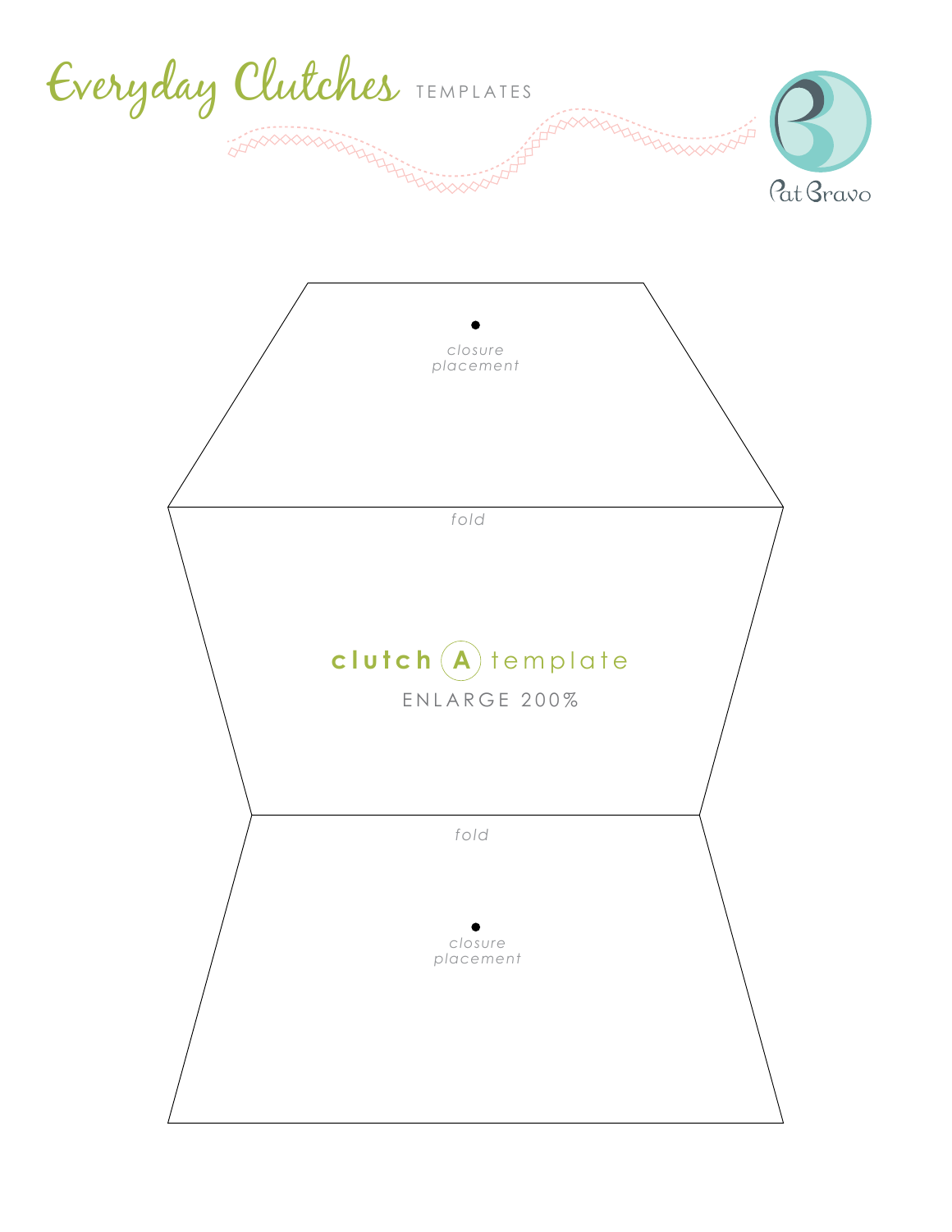# Everyday Clutches TEMPLATES

Pat Bravo

*closure placement*

*fold*

**clutch** (A) template

ENLARGE 200%

*fold*

*closure placement*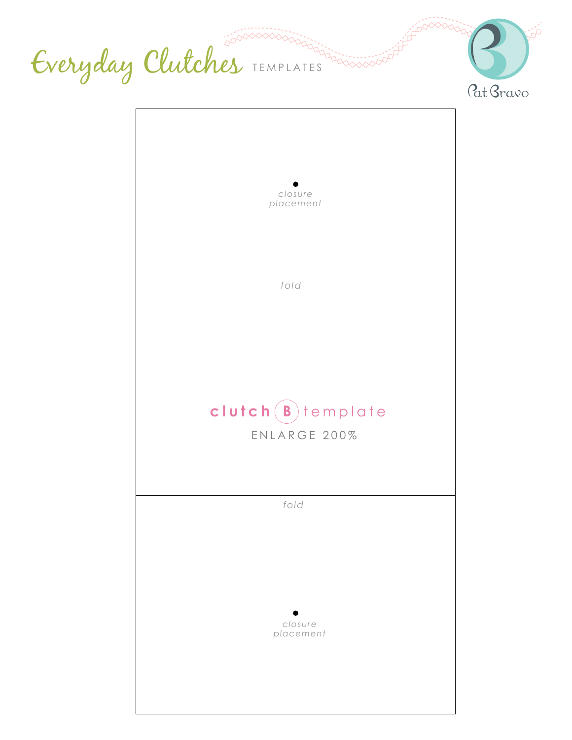# Everyday Clutches TEMPLATES

Pat Bravo

closure placement

*fold*

**clutch** (B) template

ENLARGE 200%

*fold*

closure placement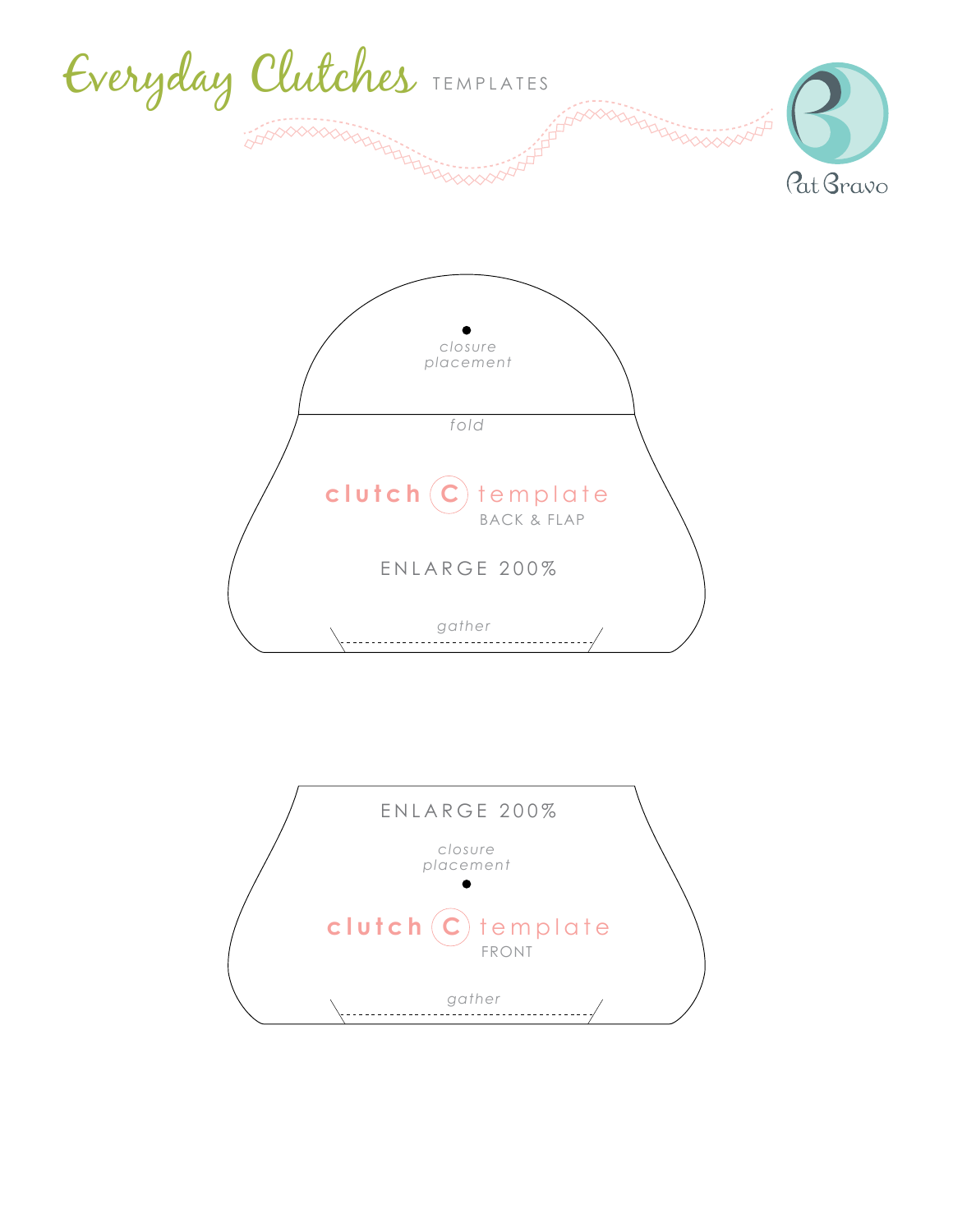# Everyday Clutches TEMPLATES

Pat Bravo

closure placement

fold

**clutch C template**
BACK & FLAP

ENLARGE 200%

gather

ENLARGE 200%

closure placement

**clutch C template**
FRONT

gather